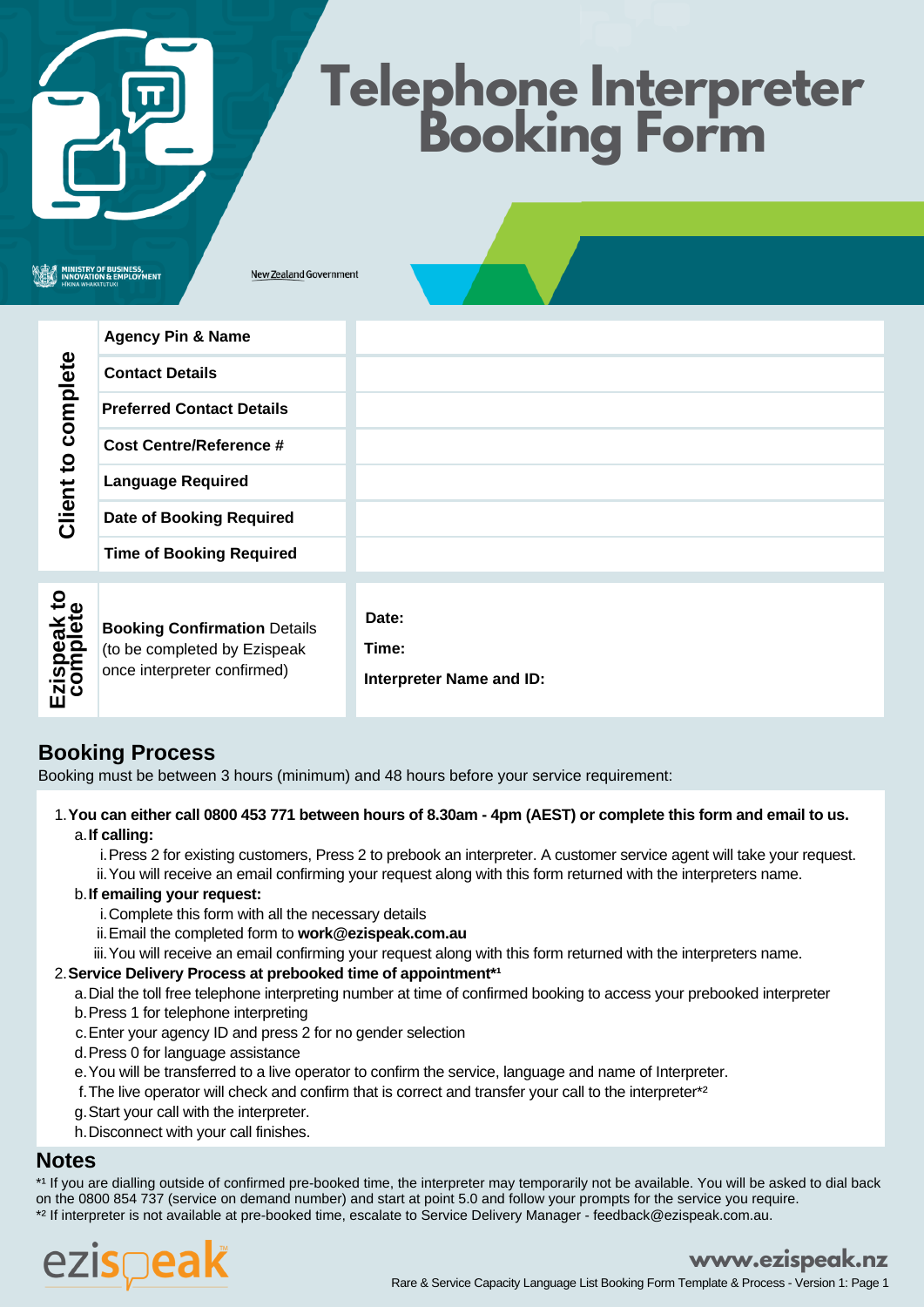# Telephone Interpreter Booking Form

MINISTRY OF BUSINESS, INNOVATION & EMPLOYMENT
HĪKINA WHAKATUTUKI

New Zealand Government

| | | |
|---|---|---|
| **Client to complete** | **Agency Pin & Name** | |
| | **Contact Details** | |
| | **Preferred Contact Details** | |
| | **Cost Centre/Reference #** | |
| | **Language Required** | |
| | **Date of Booking Required** | |
| | **Time of Booking Required** | |
| **Ezispeak to complete** | **Booking Confirmation** Details (to be completed by Ezispeak once interpreter confirmed) | **Date:**<br>**Time:**<br>**Interpreter Name and ID:** |

## Booking Process

Booking must be between 3 hours (minimum) and 48 hours before your service requirement:

1. **You can either call 0800 453 771 between hours of 8.30am - 4pm (AEST) or complete this form and email to us.**
   a. **If calling:**
      i. Press 2 for existing customers, Press 2 to prebook an interpreter. A customer service agent will take your request.
      ii. You will receive an email confirming your request along with this form returned with the interpreters name.
   b. **If emailing your request:**
      i. Complete this form with all the necessary details
      ii. Email the completed form to **work@ezispeak.com.au**
      iii. You will receive an email confirming your request along with this form returned with the interpreters name.
2. **Service Delivery Process at prebooked time of appointment*[1]**
   a. Dial the toll free telephone interpreting number at time of confirmed booking to access your prebooked interpreter
   b. Press 1 for telephone interpreting
   c. Enter your agency ID and press 2 for no gender selection
   d. Press 0 for language assistance
   e. You will be transferred to a live operator to confirm the service, language and name of Interpreter.
   f. The live operator will check and confirm that is correct and transfer your call to the interpreter*[2]
   g. Start your call with the interpreter.
   h. Disconnect with your call finishes.

## Notes

*[1] If you are dialling outside of confirmed pre-booked time, the interpreter may temporarily not be available. You will be asked to dial back on the 0800 854 737 (service on demand number) and start at point 5.0 and follow your prompts for the service you require.
*[2] If interpreter is not available at pre-booked time, escalate to Service Delivery Manager - feedback@ezispeak.com.au.

ezispeak

www.ezispeak.nz

Rare & Service Capacity Language List Booking Form Template & Process - Version 1: Page 1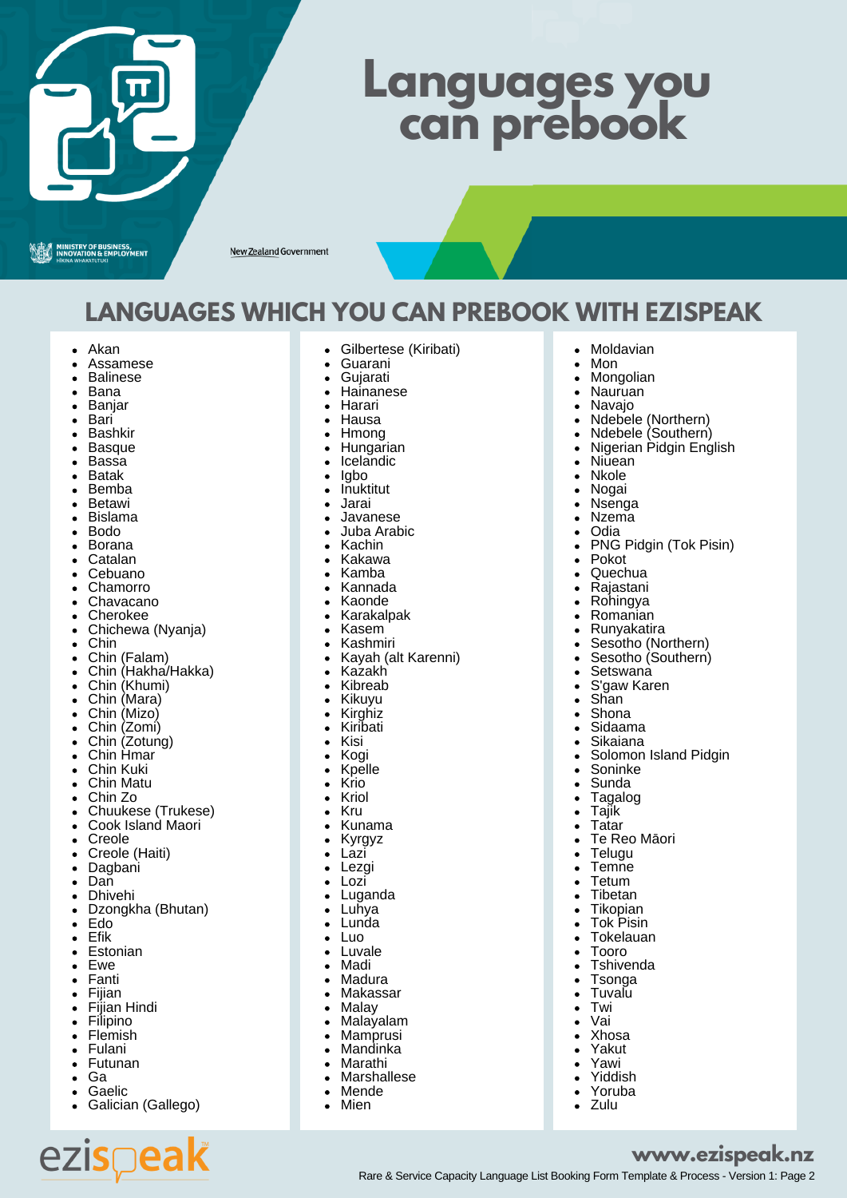# Languages you can prebook

MINISTRY OF BUSINESS, INNOVATION & EMPLOYMENT
HĪKINA WHAKATUTUKI

New Zealand Government

## LANGUAGES WHICH YOU CAN PREBOOK WITH EZISPEAK

- Akan
- Assamese
- Balinese
- Bana
- Banjar
- Bari
- Bashkir
- Basque
- Bassa
- Batak
- Bemba
- Betawi
- Bislama
- Bodo
- Borana
- Catalan
- Cebuano
- Chamorro
- Chavacano
- Cherokee
- Chichewa (Nyanja)
- Chin
- Chin (Falam)
- Chin (Hakha/Hakka)
- Chin (Khumi)
- Chin (Mara)
- Chin (Mizo)
- Chin (Zomi)
- Chin (Zotung)
- Chin Hmar
- Chin Kuki
- Chin Matu
- Chin Zo
- Chuukese (Trukese)
- Cook Island Maori
- Creole
- Creole (Haiti)
- Dagbani
- Dan
- Dhivehi
- Dzongkha (Bhutan)
- Edo
- Efik
- Estonian
- Ewe
- Fanti
- Fijian
- Fijian Hindi
- Filipino
- Flemish
- Fulani
- Futunan
- Ga
- Gaelic
- Galician (Gallego)
- Gilbertese (Kiribati)
- Guarani
- Gujarati
- Hainanese
- Harari
- Hausa
- Hmong
- Hungarian
- Icelandic
- Igbo
- Inuktitut
- Jarai
- Javanese
- Juba Arabic
- Kachin
- Kakawa
- Kamba
- Kannada
- Kaonde
- Karakalpak
- Kasem
- Kashmiri
- Kayah (alt Karenni)
- Kazakh
- Kibreab
- Kikuyu
- Kirghiz
- Kiribati
- Kisi
- Kogi
- Kpelle
- Krio
- Kriol
- Kru
- Kunama
- Kyrgyz
- Lazi
- Lezgi
- Lozi
- Luganda
- Luhya
- Lunda
- Luo
- Luvale
- Madi
- Madura
- Makassar
- Malay
- Malayalam
- Mamprusi
- Mandinka
- Marathi
- Marshallese
- Mende
- Mien
- Moldavian
- Mon
- Mongolian
- Nauruan
- Navajo
- Ndebele (Northern)
- Ndebele (Southern)
- Nigerian Pidgin English
- Niuean
- Nkole
- Nogai
- Nsenga
- Nzema
- Odia
- PNG Pidgin (Tok Pisin)
- Pokot
- Quechua
- Rajastani
- Rohingya
- Romanian
- Runyakatira
- Sesotho (Northern)
- Sesotho (Southern)
- Setswana
- S'gaw Karen
- Shan
- Shona
- Sidaama
- Sikaiana
- Solomon Island Pidgin
- Soninke
- Sunda
- Tagalog
- Tajik
- Tatar
- Te Reo Māori
- Telugu
- Temne
- Tetum
- Tibetan
- Tikopian
- Tok Pisin
- Tokelauan
- Tooro
- Tshivenda
- Tsonga
- Tuvalu
- Twi
- Vai
- Xhosa
- Yakut
- Yawi
- Yiddish
- Yoruba
- Zulu

ezispeak

www.ezispeak.nz

Rare & Service Capacity Language List Booking Form Template & Process - Version 1: Page 2